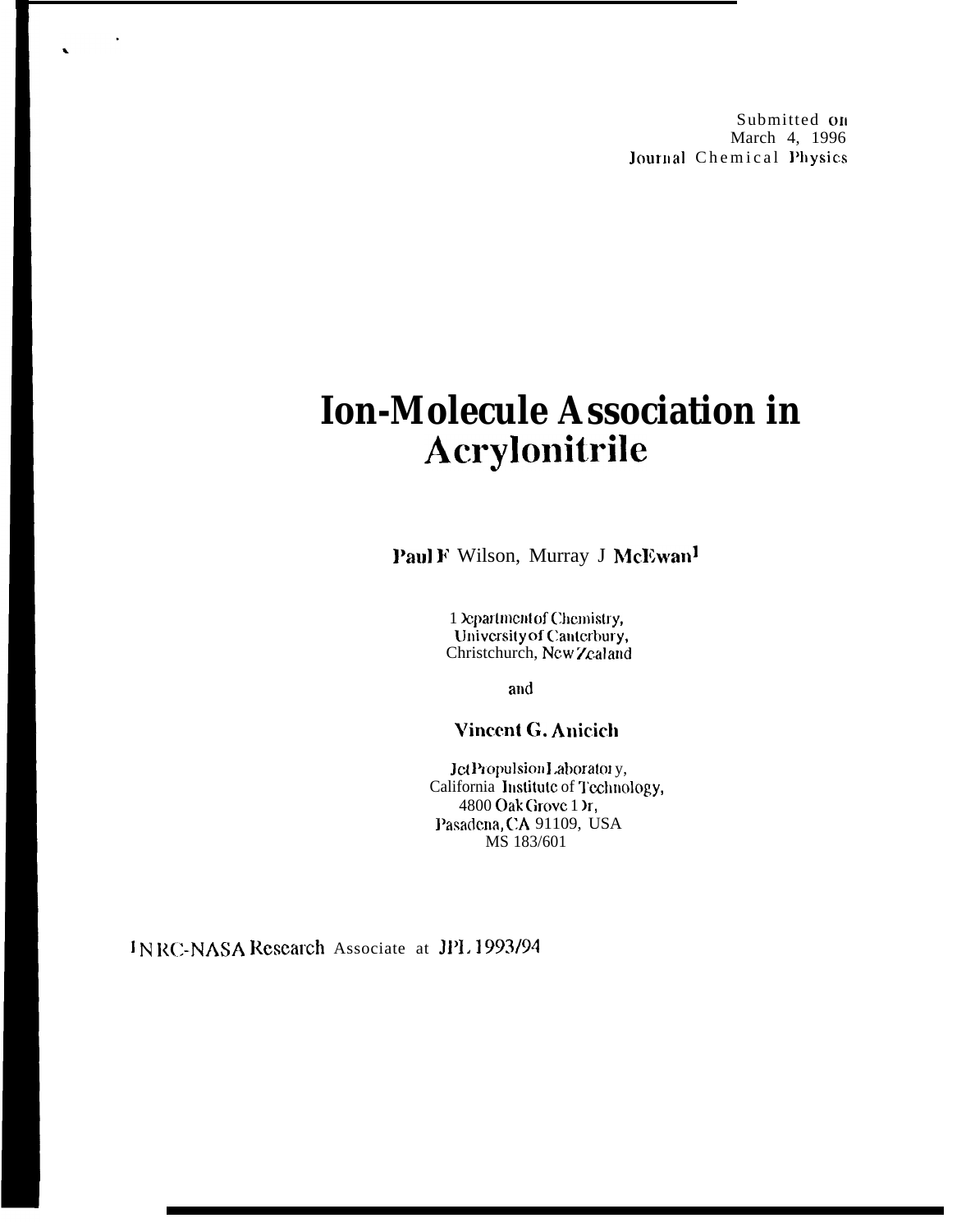Submitted on
March 4, 1996
Journal Chemical Physics

# Ion-Molecule Association in Acrylonitrile

**Paul F Wilson, Murray J McEwan[1]**

Department of Chemistry,
University of Canterbury,
Christchurch, New Zealand

and

**Vincent G. Anicich**

Jet Propulsion Laboratory,
California Institute of Technology,
4800 Oak Grove Dr,
Pasadena, CA 91109, USA
MS 183/601

[1] NRC-NASA Research Associate at JPL 1993/94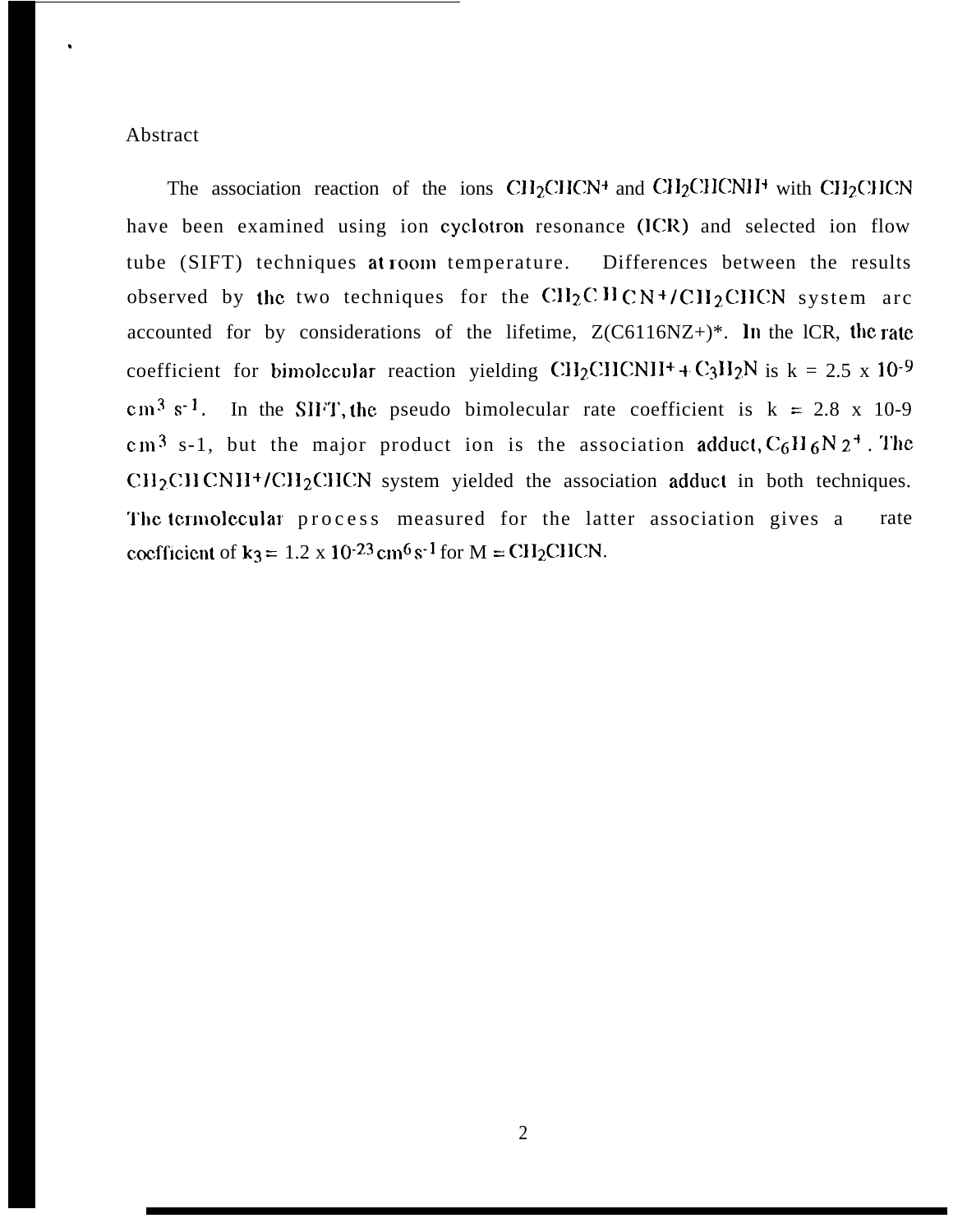## Abstract

The association reaction of the ions $CH_2CHCN^+$ and $CH_2CHCNH^+$ with $CH_2CHCN$ have been examined using ion cyclotron resonance (ICR) and selected ion flow tube (SIFT) techniques at room temperature. Differences between the results observed by the two techniques for the $CH_2CHCN^+/CH_2CHCN$ system are accounted for by considerations of the lifetime, Z(C6116NZ+)*. In the ICR, the rate coefficient for bimolecular reaction yielding $CH_2CHCNH^+ + C_3H_2N$ is $k = 2.5 \times 10^{-9}$ $cm^3\ s^{-1}$. In the SIFT, the pseudo bimolecular rate coefficient is $k = 2.8 \times 10^{-9}$ $cm^3\ s^{-1}$, but the major product ion is the association adduct, $C_6H_6N_2^+$. The $CH_2CHCNH^+/CH_2CHCN$ system yielded the association adduct in both techniques. The termolecular process measured for the latter association gives a rate coefficient of $k_3 = 1.2 \times 10^{-23}\ cm^6\ s^{-1}$ for $M = CH_2CHCN$.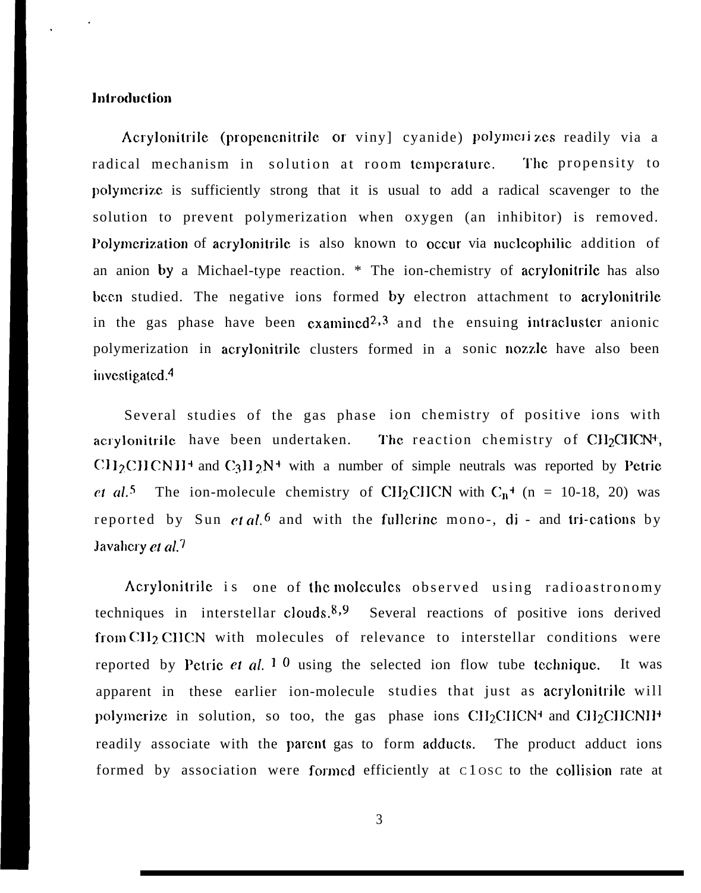**Introduction**

Acrylonitrile (propenenitrile or vinyl cyanide) polymerizes readily via a radical mechanism in solution at room temperature. The propensity to polymerize is sufficiently strong that it is usual to add a radical scavenger to the solution to prevent polymerization when oxygen (an inhibitor) is removed. Polymerization of acrylonitrile is also known to occur via nucleophilic addition of an anion by a Michael-type reaction. * The ion-chemistry of acrylonitrile has also been studied. The negative ions formed by electron attachment to acrylonitrile in the gas phase have been examined[2,3] and the ensuing intracluster anionic polymerization in acrylonitrile clusters formed in a sonic nozzle have also been investigated.[4]

Several studies of the gas phase ion chemistry of positive ions with acrylonitrile have been undertaken. The reaction chemistry of $CH_2CHCN^+$, $CH_2CHCNH^+$ and $C_3H_2N^+$ with a number of simple neutrals was reported by Petrie *et al.*[5] The ion-molecule chemistry of $CH_2CHCN$ with $C_n^+$ (n = 10-18, 20) was reported by Sun *et al.*[6] and with the fullerine mono-, di - and tri-cations by Javahery *et al.*[7]

Acrylonitrile is one of the molecules observed using radioastronomy techniques in interstellar clouds.[8,9] Several reactions of positive ions derived from $CH_2CHCN$ with molecules of relevance to interstellar conditions were reported by Petrie *et al.*[10] using the selected ion flow tube technique. It was apparent in these earlier ion-molecule studies that just as acrylonitrile will polymerize in solution, so too, the gas phase ions $CH_2CHCN^+$ and $CH_2CHCNH^+$ readily associate with the parent gas to form adducts. The product adduct ions formed by association were formed efficiently at close to the collision rate at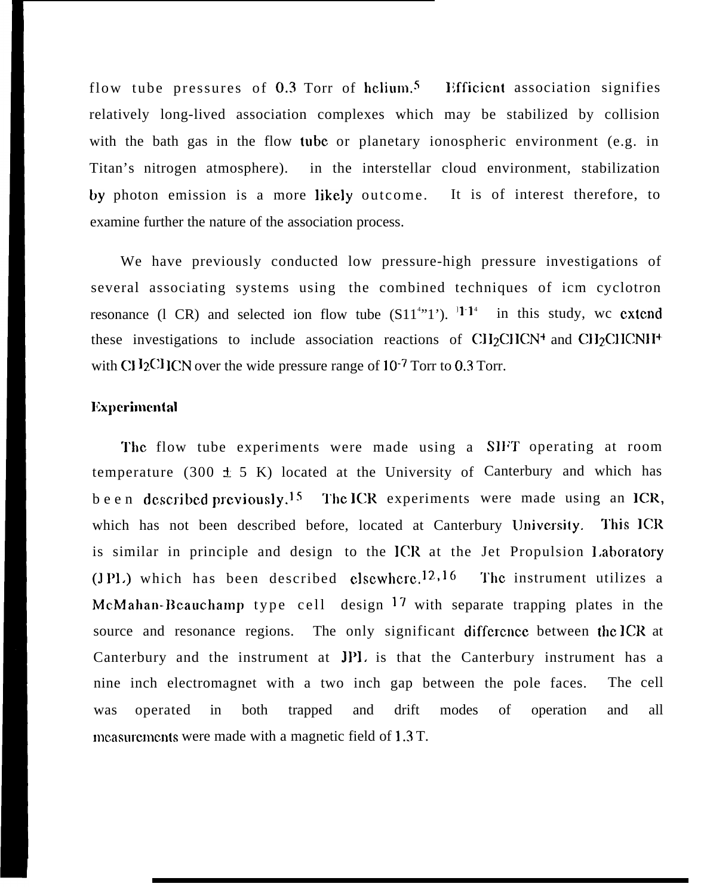flow tube pressures of 0.3 Torr of helium.[5] Efficient association signifies relatively long-lived association complexes which may be stabilized by collision with the bath gas in the flow tube or planetary ionospheric environment (e.g. in Titan's nitrogen atmosphere). in the interstellar cloud environment, stabilization by photon emission is a more likely outcome. It is of interest therefore, to examine further the nature of the association process.

We have previously conducted low pressure-high pressure investigations of several associating systems using the combined techniques of icm cyclotron resonance (l CR) and selected ion flow tube (S11[4]"1'). [11-14] in this study, wc extend these investigations to include association reactions of $CH_2CHCN^+$ and $CH_2CHCNH^+$ with $CH_2CHCN$ over the wide pressure range of $10^{-7}$ Torr to 0.3 Torr.

## Experimental

The flow tube experiments were made using a SIFT operating at room temperature (300 ± 5 K) located at the University of Canterbury and which has been described previously.[15] The ICR experiments were made using an ICR, which has not been described before, located at Canterbury University. This ICR is similar in principle and design to the ICR at the Jet Propulsion Laboratory (JPL) which has been described elsewhere.[12,16] The instrument utilizes a McMahan-Beauchamp type cell design [17] with separate trapping plates in the source and resonance regions. The only significant difference between the ICR at Canterbury and the instrument at JPL is that the Canterbury instrument has a nine inch electromagnet with a two inch gap between the pole faces. The cell was operated in both trapped and drift modes of operation and all measurements were made with a magnetic field of 1.3 T.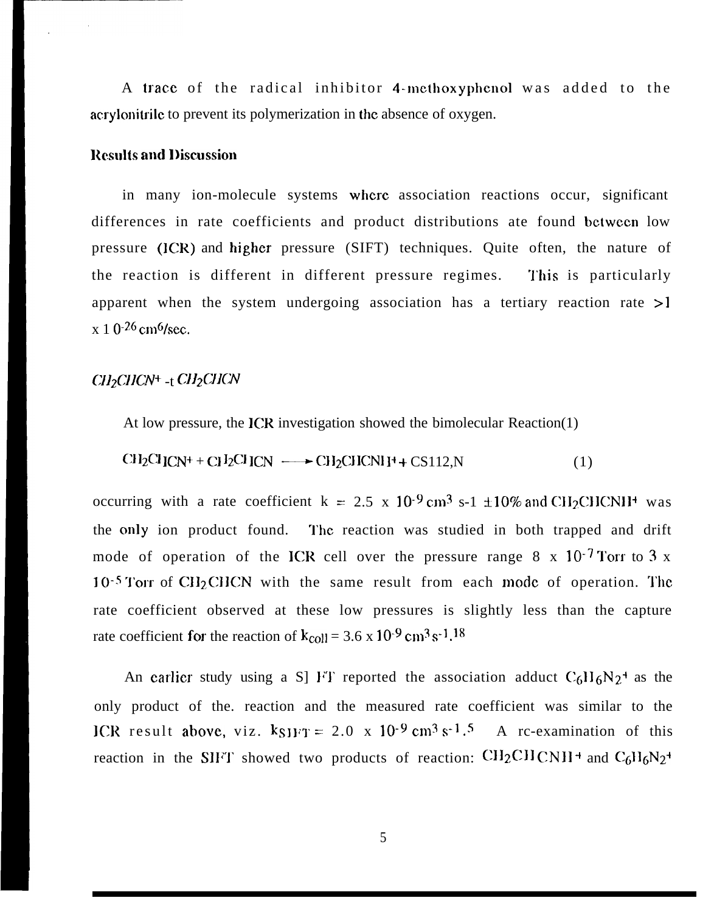A trace of the radical inhibitor 4-methoxyphenol was added to the acrylonitrile to prevent its polymerization in the absence of oxygen.

## Results and Discussion

in many ion-molecule systems where association reactions occur, significant differences in rate coefficients and product distributions ate found between low pressure (ICR) and higher pressure (SIFT) techniques. Quite often, the nature of the reaction is different in different pressure regimes. This is particularly apparent when the system undergoing association has a tertiary reaction rate $>1 \times 10^{-26}$ cm$^6$/sec.

### *$CH_2CHCN^+$ + $CH_2CHCN$*

At low pressure, the ICR investigation showed the bimolecular Reaction(1)

$$CH_2CHCN^+ + CH_2CHCN \longrightarrow CH_2CHCNH^+ + C_3H_2N \quad (1)$$

occurring with a rate coefficient $k = 2.5 \times 10^{-9}$ cm$^3$ s$^{-1}$ $\pm 10\%$ and $CH_2CHCNH^+$ was the only ion product found. The reaction was studied in both trapped and drift mode of operation of the ICR cell over the pressure range $8 \times 10^{-7}$ Torr to $3 \times 10^{-5}$ Torr of $CH_2CHCN$ with the same result from each mode of operation. The rate coefficient observed at these low pressures is slightly less than the capture rate coefficient for the reaction of $k_{coll} = 3.6 \times 10^{-9}$ cm$^3$ s$^{-1}$.[18]

An earlier study using a SIFT reported the association adduct $C_6H_6N_2^+$ as the only product of the. reaction and the measured rate coefficient was similar to the ICR result above, viz. $k_{SIFT} = 2.0 \times 10^{-9}$ cm$^3$ s$^{-1}$.[5] A re-examination of this reaction in the SIFT showed two products of reaction: $CH_2CHCNH^+$ and $C_6H_6N_2^+$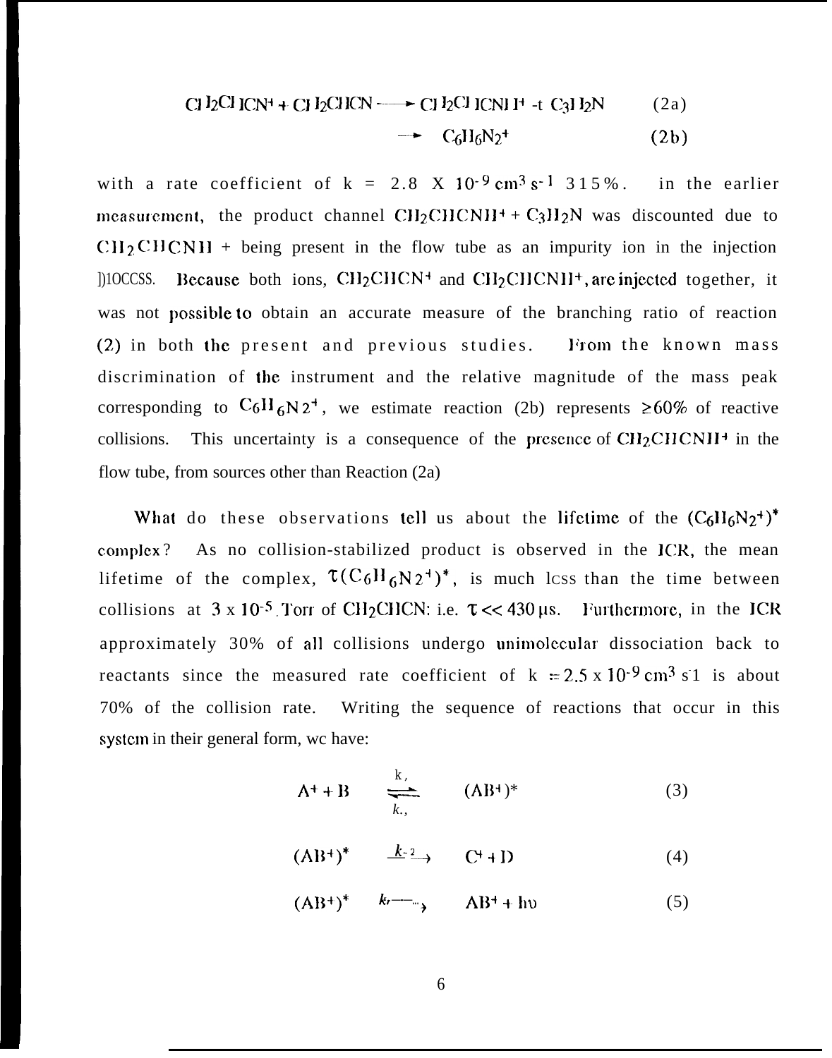$$CH_2CHCN^+ + CH_2CHCN \longrightarrow CH_2CHCNH^+ + C_3H_2N \qquad (2a)$$

$$\longrightarrow C_6H_6N_2^+ \qquad (2b)$$

with a rate coefficient of $k = 2.8 \times 10^{-9}\ cm^3\ s^{-1}$ ±15%. In the earlier measurement, the product channel $CH_2CHCNH^+ + C_3H_2N$ was discounted due to $CH_2CHCNH^+$ being present in the flow tube as an impurity ion in the injection process. Because both ions, $CH_2CHCN^+$ and $CH_2CHCNH^+$, are injected together, it was not possible to obtain an accurate measure of the branching ratio of reaction (2) in both the present and previous studies. From the known mass discrimination of the instrument and the relative magnitude of the mass peak corresponding to $C_6H_6N_2^+$, we estimate reaction (2b) represents ≥60% of reactive collisions. This uncertainty is a consequence of the presence of $CH_2CHCNH^+$ in the flow tube, from sources other than Reaction (2a)

What do these observations tell us about the lifetime of the $(C_6H_6N_2^+)^*$ complex? As no collision-stabilized product is observed in the ICR, the mean lifetime of the complex, $\tau(C_6H_6N_2^+)^*$, is much less than the time between collisions at $3 \times 10^{-5}$ Torr of $CH_2CHCN$: i.e. $\tau << 430\ \mu s$. Furthermore, in the ICR approximately 30% of all collisions undergo unimolecular dissociation back to reactants since the measured rate coefficient of $k \simeq 2.5 \times 10^{-9}\ cm^3\ s^{-1}$ is about 70% of the collision rate. Writing the sequence of reactions that occur in this system in their general form, we have:

$$A^+ + B \underset{k_{-1}}{\overset{k_1}{\rightleftharpoons}} (AB^+)^* \qquad (3)$$

$$(AB^+)^* \xrightarrow{k_{-2}} C^+ + D \qquad (4)$$

$$(AB^+)^* \xrightarrow{k_r} AB^+ + h\upsilon \qquad (5)$$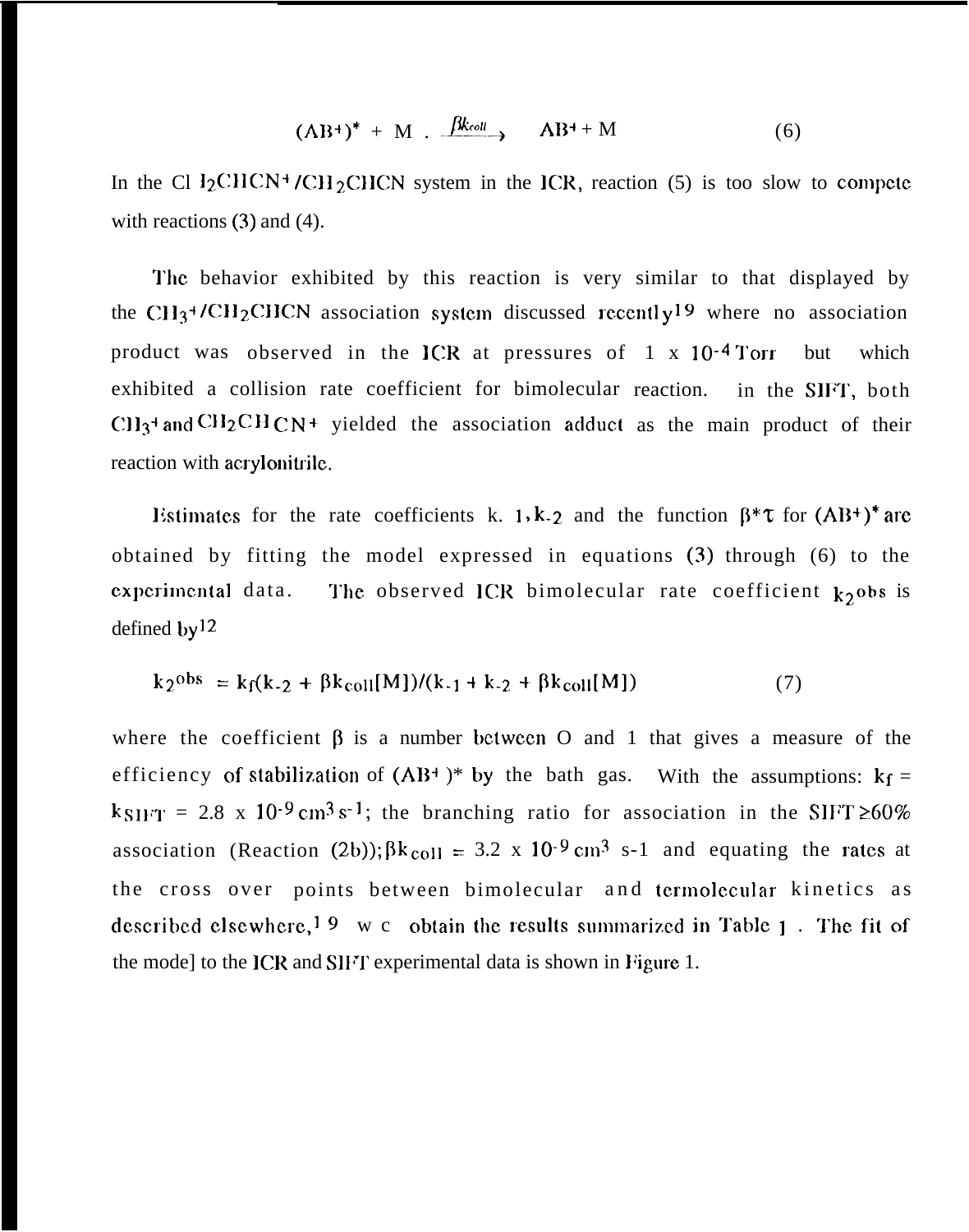$$(AB^+)^* + M \xrightarrow{\beta k_{coll}} AB^+ + M \qquad (6)$$

In the $CH_2CHCN^+/CH_2CHCN$ system in the ICR, reaction (5) is too slow to compete with reactions (3) and (4).

The behavior exhibited by this reaction is very similar to that displayed by the $CH_3^+/CH_2CHCN$ association system discussed recently[19] where no association product was observed in the ICR at pressures of $1 \times 10^{-4}$ Torr but which exhibited a collision rate coefficient for bimolecular reaction. in the SIFT, both $CH_3^+$ and $CH_2CHCN^+$ yielded the association adduct as the main product of their reaction with acrylonitrile.

Estimates for the rate coefficients $k_{-1}$, $k_{-2}$ and the function $\beta^*\tau$ for $(AB^+)^*$ are obtained by fitting the model expressed in equations (3) through (6) to the experimental data. The observed ICR bimolecular rate coefficient $k_2^{obs}$ is defined by[12]

$$k_2^{obs} = k_f(k_{-2} + \beta k_{coll}[M])/(k_{-1} + k_{-2} + \beta k_{coll}[M]) \qquad (7)$$

where the coefficient $\beta$ is a number between 0 and 1 that gives a measure of the efficiency of stabilization of $(AB^+)^*$ by the bath gas. With the assumptions: $k_f = k_{SIFT} = 2.8 \times 10^{-9}\ cm^3\ s^{-1}$; the branching ratio for association in the SIFT $\geq 60\%$ association (Reaction (2b)); $\beta k_{coll} = 3.2 \times 10^{-9}\ cm^3\ s^{-1}$ and equating the rates at the cross over points between bimolecular and termolecular kinetics as described elsewhere,[19] we obtain the results summarized in Table 1. The fit of the model to the ICR and SIFT experimental data is shown in Figure 1.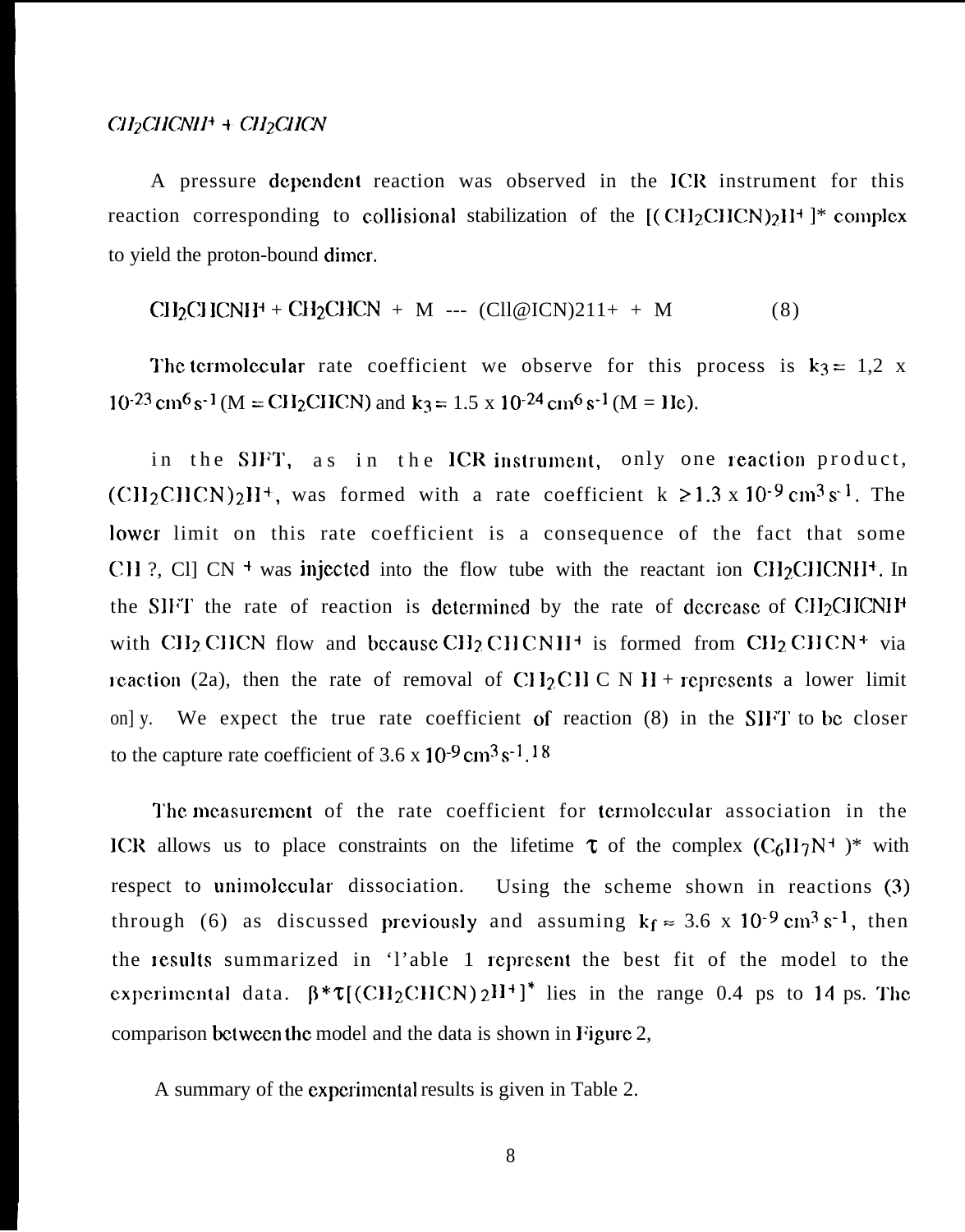*$CH_2CHCNH^+ + CH_2CHCN$*

A pressure dependent reaction was observed in the ICR instrument for this reaction corresponding to collisional stabilization of the $[(CH_2CHCN)_2H^+]^*$ complex to yield the proton-bound dimer.

$$CH_2CHCNH^+ + CH_2CHCN + M \longrightarrow (CH_2CHCN)_2H^+ + M \qquad (8)$$

The termolecular rate coefficient we observe for this process is $k_3 = 1{,}2 \times 10^{-23}\ cm^6\,s^{-1}$ ($M = CH_2CHCN$) and $k_3 = 1.5 \times 10^{-24}\ cm^6\,s^{-1}$ ($M = He$).

in the SIFT, as in the ICR instrument, only one reaction product, $(CH_2CHCN)_2H^+$, was formed with a rate coefficient $k \geq 1.3 \times 10^{-9}\ cm^3\,s^{-1}$. The lower limit on this rate coefficient is a consequence of the fact that some $CH_2CHCN^+$ was injected into the flow tube with the reactant ion $CH_2CHCNH^+$. In the SIFT the rate of reaction is determined by the rate of decrease of $CH_2CHCNH^+$ with $CH_2CHCN$ flow and because $CH_2CHCNH^+$ is formed from $CH_2CHCN^+$ via reaction (2a), then the rate of removal of $CH_2CHCNH^+$ represents a lower limit only. We expect the true rate coefficient of reaction (8) in the SIFT to be closer to the capture rate coefficient of $3.6 \times 10^{-9}\ cm^3\,s^{-1}$.[18]

The measurement of the rate coefficient for termolecular association in the ICR allows us to place constraints on the lifetime $\tau$ of the complex $(C_6H_7N^+)^*$ with respect to unimolecular dissociation. Using the scheme shown in reactions (3) through (6) as discussed previously and assuming $k_f \approx 3.6 \times 10^{-9}\ cm^3\,s^{-1}$, then the results summarized in Table 1 represent the best fit of the model to the experimental data. $\beta^*\tau[(CH_2CHCN)_2H^+]^*$ lies in the range 0.4 ps to 14 ps. The comparison between the model and the data is shown in Figure 2,

A summary of the experimental results is given in Table 2.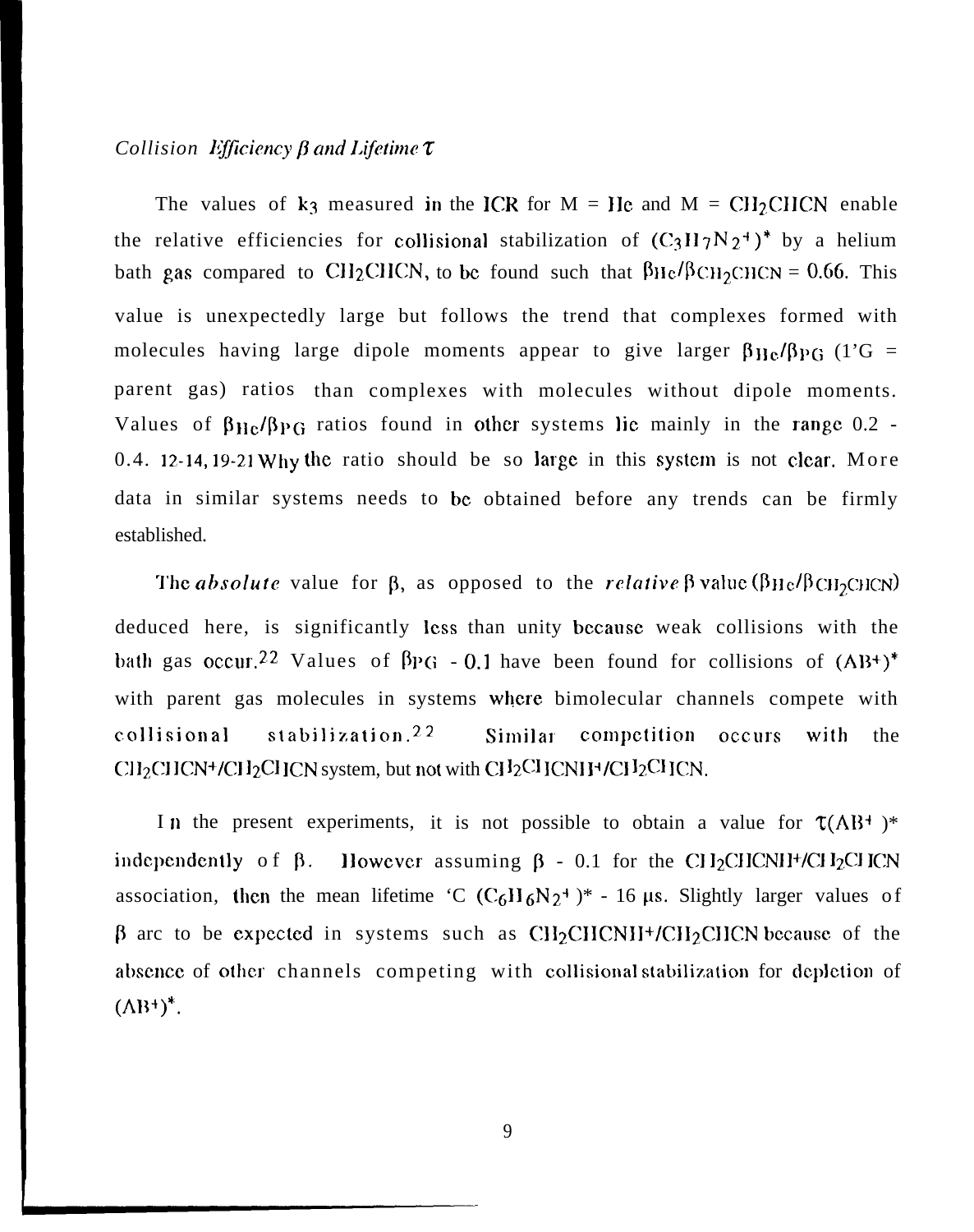### *Collision Efficiency $\beta$ and Lifetime $\tau$*

The values of $k_3$ measured in the ICR for M = He and M = $CH_2CHCN$ enable the relative efficiencies for collisional stabilization of $(C_3H_7N_2^+)^*$ by a helium bath gas compared to $CH_2CHCN$, to be found such that $\beta_{He}/\beta_{CH_2CHCN} = 0.66$. This value is unexpectedly large but follows the trend that complexes formed with molecules having large dipole moments appear to give larger $\beta_{He}/\beta_{PG}$ (PG = parent gas) ratios than complexes with molecules without dipole moments. Values of $\beta_{He}/\beta_{PG}$ ratios found in other systems lie mainly in the range 0.2 - 0.4.[12-14, 19-21] Why the ratio should be so large in this system is not clear. More data in similar systems needs to be obtained before any trends can be firmly established.

The *absolute* value for $\beta$, as opposed to the *relative* $\beta$ value ($\beta_{He}/\beta_{CH_2CHCN}$) deduced here, is significantly less than unity because weak collisions with the bath gas occur.[22] Values of $\beta_{PG} \sim 0.1$ have been found for collisions of $(AB^+)^*$ with parent gas molecules in systems where bimolecular channels compete with collisional stabilization.[22] Similar competition occurs with the $CH_2CHCN^+/CH_2CHCN$ system, but not with $CH_2CHCNH^+/CH_2CHCN$.

In the present experiments, it is not possible to obtain a value for $\tau(AB^+)^*$ independently of $\beta$. However assuming $\beta \sim 0.1$ for the $CH_2CHCNH^+/CH_2CHCN$ association, then the mean lifetime $\tau$ $(C_6H_6N_2^+)^* \sim 16$ μs. Slightly larger values of $\beta$ are to be expected in systems such as $CH_2CHCNH^+/CH_2CHCN$ because of the absence of other channels competing with collisional stabilization for depletion of $(AB^+)^*$.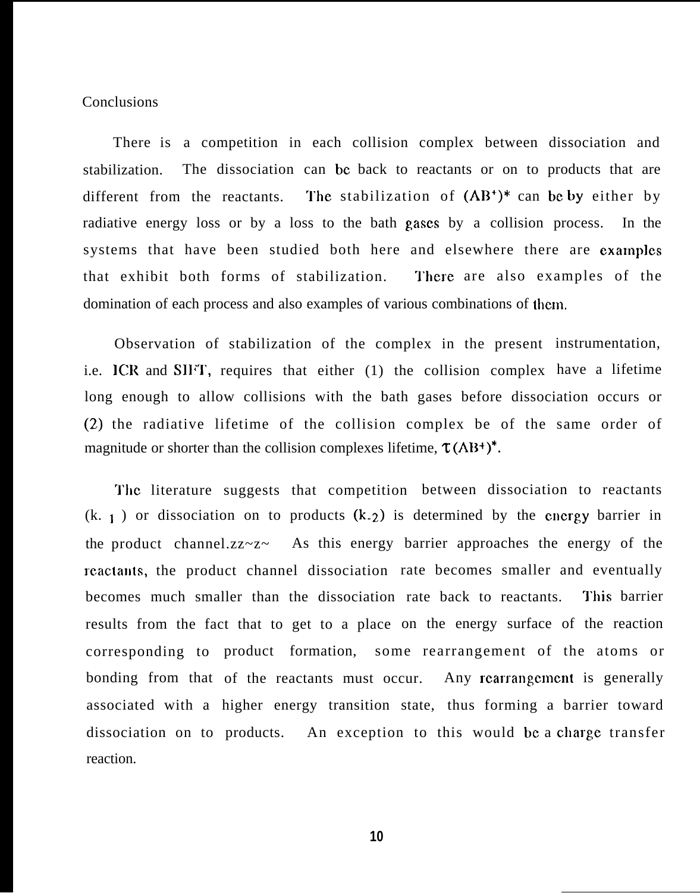## Conclusions

There is a competition in each collision complex between dissociation and stabilization. The dissociation can be back to reactants or on to products that are different from the reactants. The stabilization of $(AB^+)^*$ can be by either by radiative energy loss or by a loss to the bath gases by a collision process. In the systems that have been studied both here and elsewhere there are examples that exhibit both forms of stabilization. There are also examples of the domination of each process and also examples of various combinations of them.

Observation of stabilization of the complex in the present instrumentation, i.e. ICR and SIFT, requires that either (1) the collision complex have a lifetime long enough to allow collisions with the bath gases before dissociation occurs or (2) the radiative lifetime of the collision complex be of the same order of magnitude or shorter than the collision complexes lifetime, $\tau(AB^+)^*$.

The literature suggests that competition between dissociation to reactants ($k_{-1}$) or dissociation on to products ($k_{-2}$) is determined by the energy barrier in the product channel.zz~z~ As this energy barrier approaches the energy of the reactants, the product channel dissociation rate becomes smaller and eventually becomes much smaller than the dissociation rate back to reactants. This barrier results from the fact that to get to a place on the energy surface of the reaction corresponding to product formation, some rearrangement of the atoms or bonding from that of the reactants must occur. Any rearrangement is generally associated with a higher energy transition state, thus forming a barrier toward dissociation on to products. An exception to this would be a charge transfer reaction.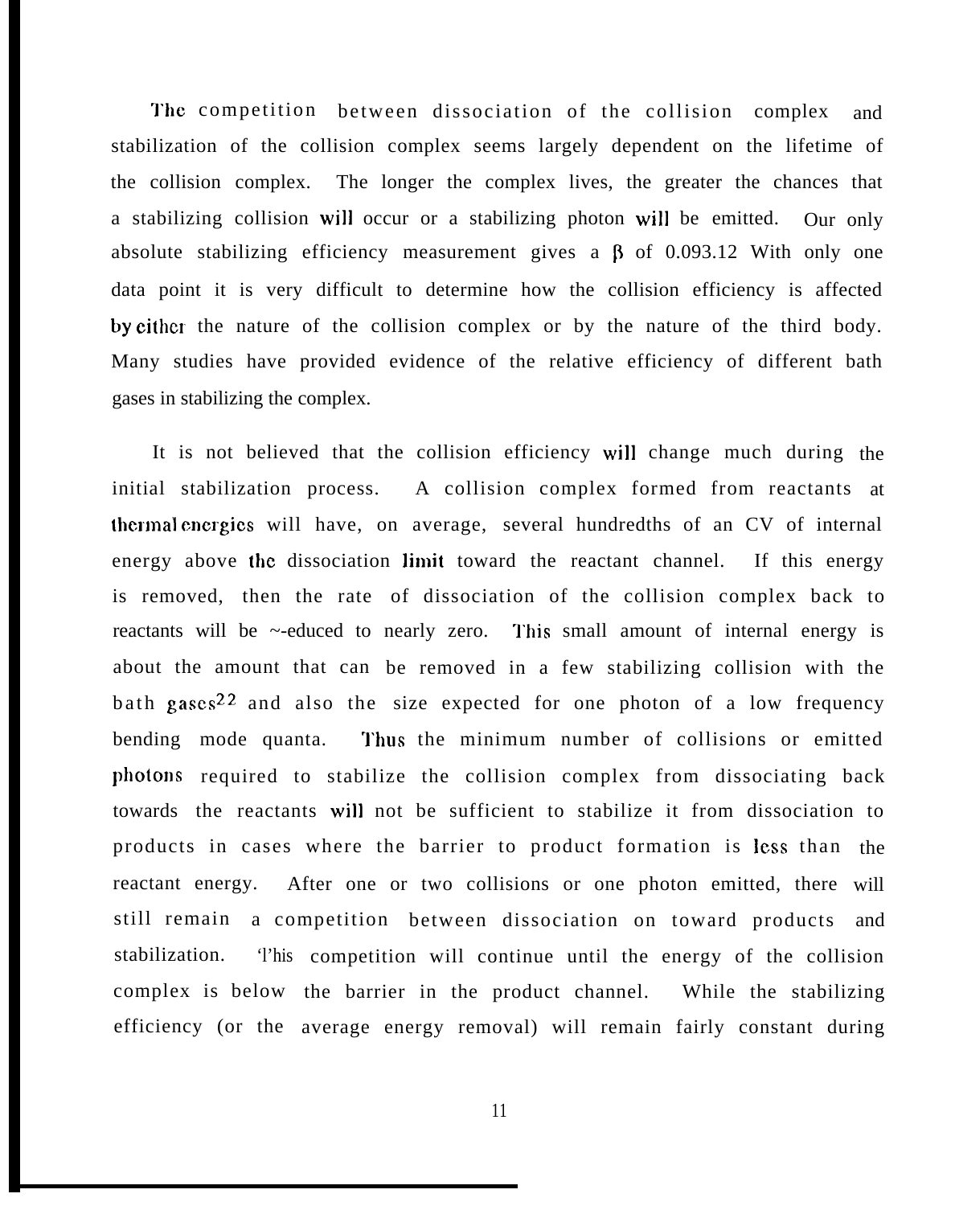The competition between dissociation of the collision complex and stabilization of the collision complex seems largely dependent on the lifetime of the collision complex. The longer the complex lives, the greater the chances that a stabilizing collision will occur or a stabilizing photon will be emitted. Our only absolute stabilizing efficiency measurement gives a $\beta$ of 0.093.[12] With only one data point it is very difficult to determine how the collision efficiency is affected by either the nature of the collision complex or by the nature of the third body. Many studies have provided evidence of the relative efficiency of different bath gases in stabilizing the complex.

It is not believed that the collision efficiency will change much during the initial stabilization process. A collision complex formed from reactants at thermal energies will have, on average, several hundredths of an eV of internal energy above the dissociation limit toward the reactant channel. If this energy is removed, then the rate of dissociation of the collision complex back to reactants will be reduced to nearly zero. This small amount of internal energy is about the amount that can be removed in a few stabilizing collision with the bath gases[22] and also the size expected for one photon of a low frequency bending mode quanta. Thus the minimum number of collisions or emitted photons required to stabilize the collision complex from dissociating back towards the reactants will not be sufficient to stabilize it from dissociation to products in cases where the barrier to product formation is less than the reactant energy. After one or two collisions or one photon emitted, there will still remain a competition between dissociation on toward products and stabilization. This competition will continue until the energy of the collision complex is below the barrier in the product channel. While the stabilizing efficiency (or the average energy removal) will remain fairly constant during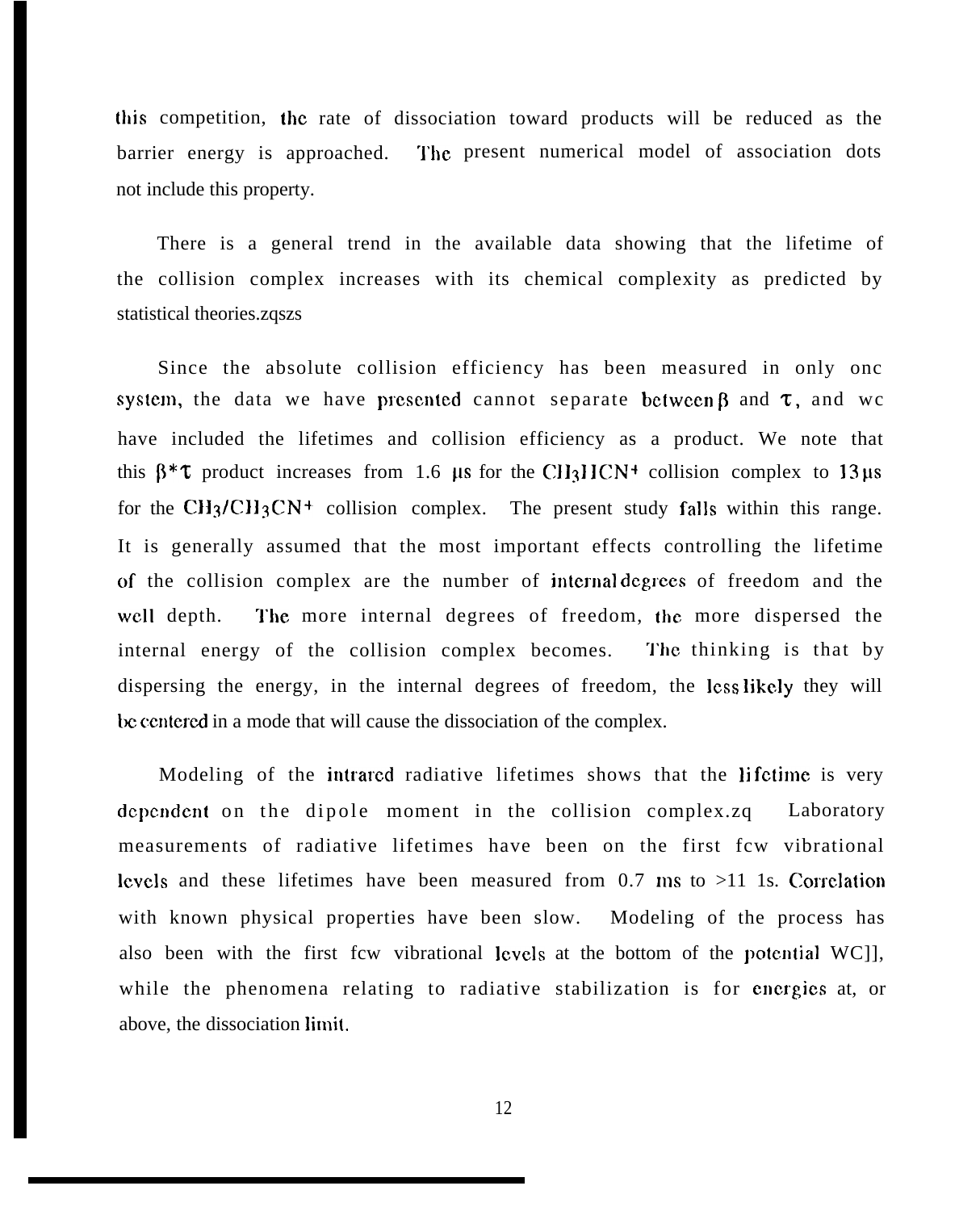this competition, the rate of dissociation toward products will be reduced as the barrier energy is approached. The present numerical model of association dots not include this property.

There is a general trend in the available data showing that the lifetime of the collision complex increases with its chemical complexity as predicted by statistical theories.zqszs

Since the absolute collision efficiency has been measured in only onc system, the data we have presented cannot separate between $\beta$ and $\tau$, and wc have included the lifetimes and collision efficiency as a product. We note that this $\beta * \tau$ product increases from 1.6 μs for the $CH_3HCN^+$ collision complex to 13 μs for the $CH_3/CH_3CN^+$ collision complex. The present study falls within this range. It is generally assumed that the most important effects controlling the lifetime of the collision complex are the number of internal degrees of freedom and the well depth. The more internal degrees of freedom, the more dispersed the internal energy of the collision complex becomes. The thinking is that by dispersing the energy, in the internal degrees of freedom, the less likely they will be centered in a mode that will cause the dissociation of the complex.

Modeling of the infrared radiative lifetimes shows that the lifetime is very dependent on the dipole moment in the collision complex.zq Laboratory measurements of radiative lifetimes have been on the first fcw vibrational levels and these lifetimes have been measured from 0.7 ms to >11 1s. Correlation with known physical properties have been slow. Modeling of the process has also been with the first fcw vibrational levels at the bottom of the potential WC]], while the phenomena relating to radiative stabilization is for energies at, or above, the dissociation limit.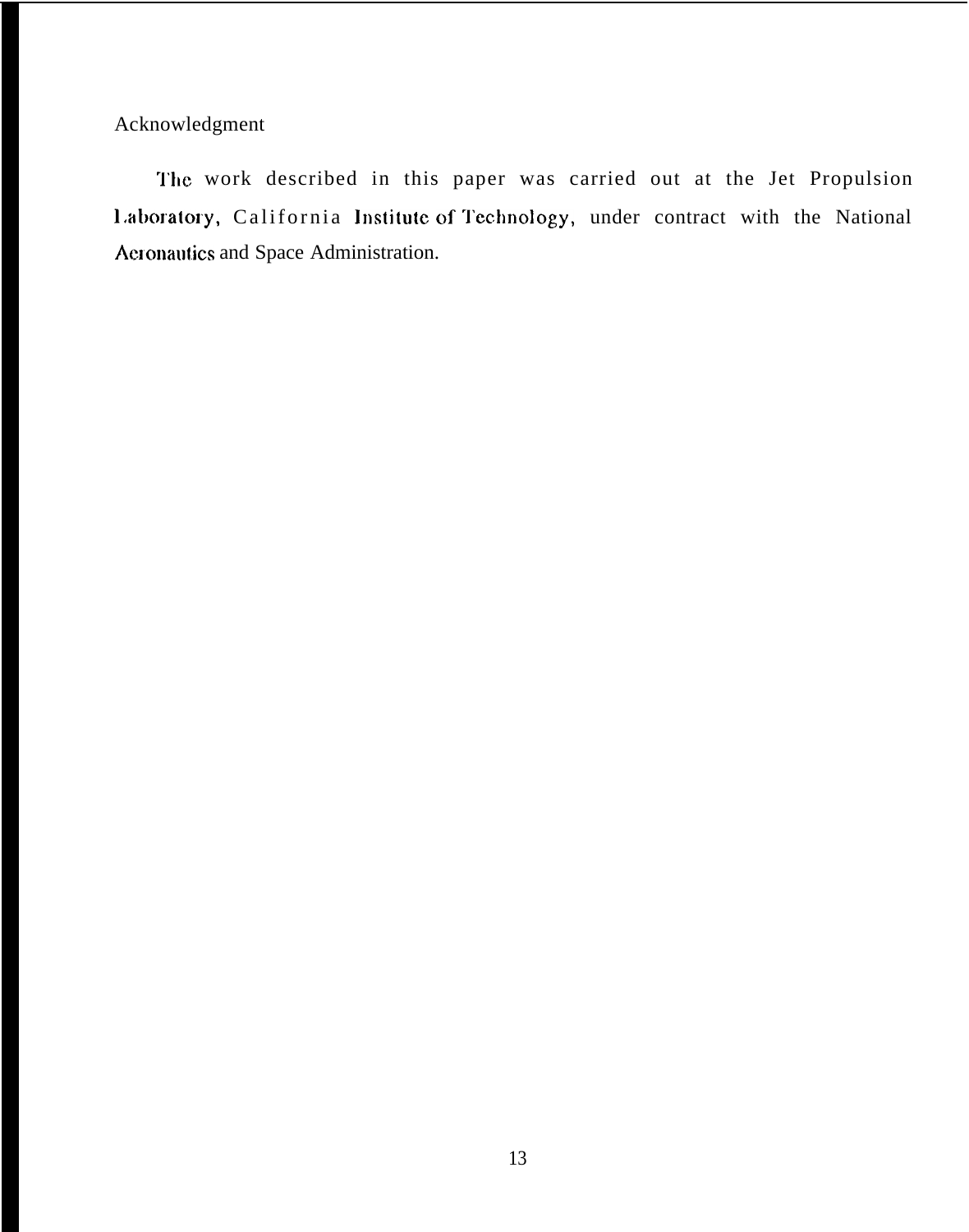## Acknowledgment

The work described in this paper was carried out at the Jet Propulsion Laboratory, California Institute of Technology, under contract with the National Aeronautics and Space Administration.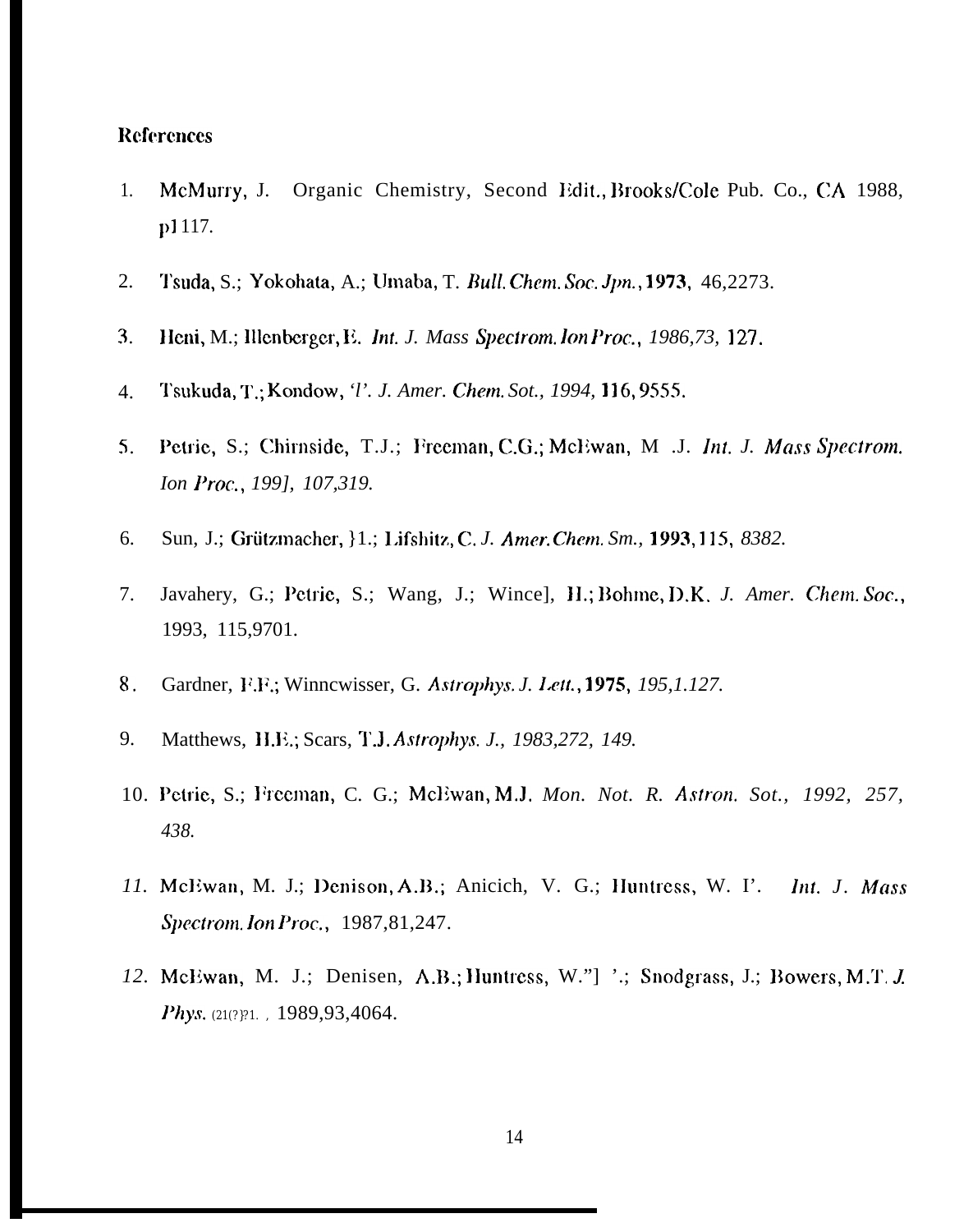## References

1. McMurry, J. Organic Chemistry, Second Edit., Brooks/Cole Pub. Co., CA 1988, p1117.
2. Tsuda, S.; Yokohata, A.; Umaba, T. *Bull. Chem. Soc. Jpn.*, **1973**, 46,2273.
3. Heni, M.; Illenberger, E. *Int. J. Mass Spectrom. Ion Proc., 1986,73,* 127.
4. Tsukuda, T.; Kondow, 'l'. *J. Amer. Chem. Sot., 1994,* 116, 9555.
5. Petrie, S.; Chirnside, T.J.; Freeman, C.G.; McEwan, M .J. *Int. J. Mass Spectrom. Ion Proc., 199], 107,319.*
6. Sun, J.; Grützmacher, }1.; Lifshitz, C. *J. Amer. Chem. Sm.,* **1993**, 115, *8382.*
7. Javahery, G.; Petrie, S.; Wang, J.; Wince], H.; Bohme, D.K. *J. Amer. Chem. Soc.*, 1993, 115,9701.
8. Gardner, F.F.; Winncwisser, G. *Astrophys. J. Lett.*, **1975**, *195,1.127.*
9. Matthews, H.E.; Scars, T.J. *Astrophys. J., 1983,272, 149.*
10. Petrie, S.; Freeman, C. G.; McEwan, M.J. *Mon. Not. R. Astron. Sot., 1992, 257, 438.*
11. McEwan, M. J.; Denison, A.B.; Anicich, V. G.; Huntress, W. I'. *Int. J. Mass Spectrom. Ion Proc.*, 1987,81,247.
12. McEwan, M. J.; Denisen, A.B.; Huntress, W."] '.; Snodgrass, J.; Bowers, M.T. *J. Phys.* (21(?)?1. , 1989,93,4064.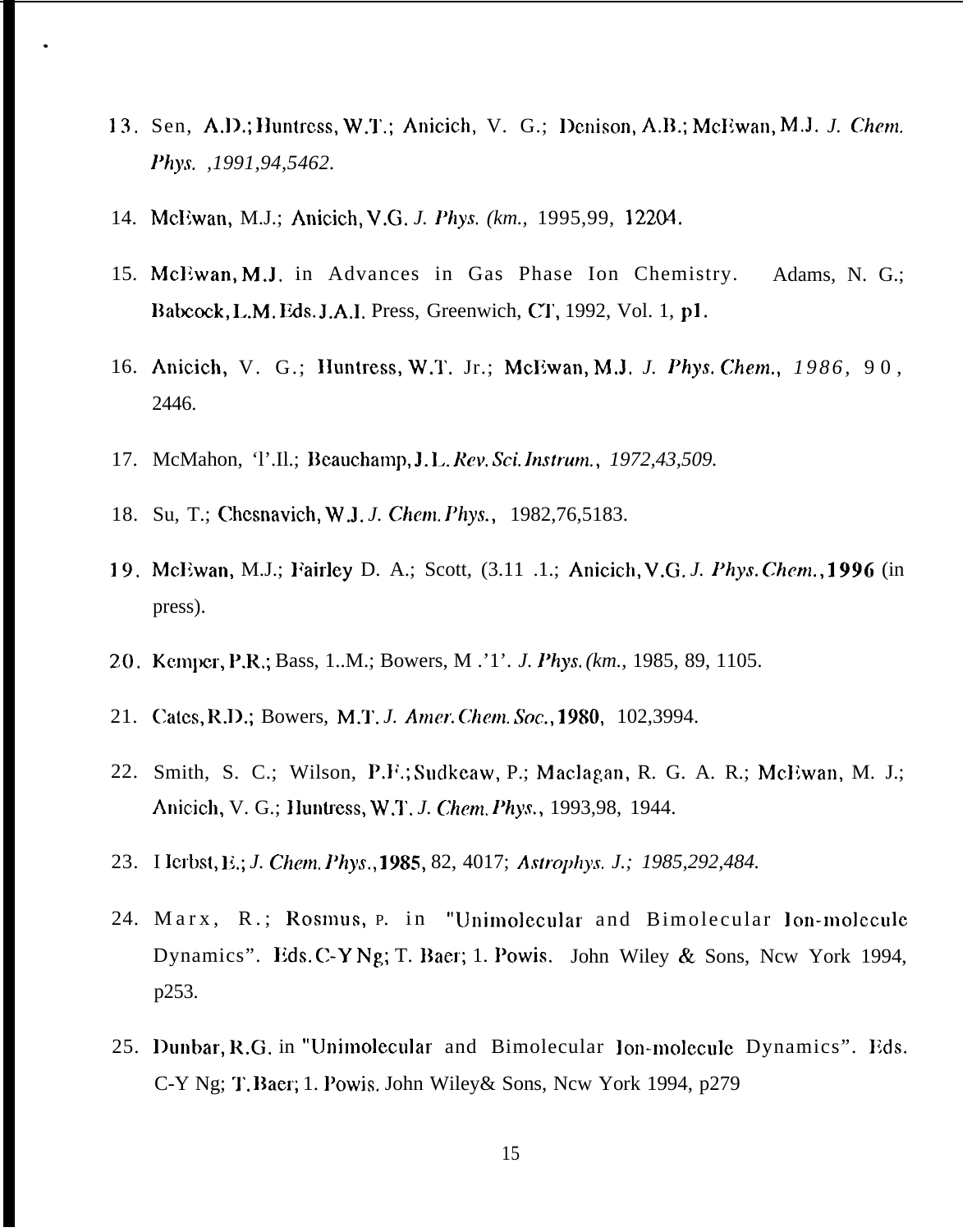13. Sen, A.D.; Huntress, W.T.; Anicich, V. G.; Denison, A.B.; McEwan, M.J. *J. Chem. Phys. ,1991,94,5462.*

14. McEwan, M.J.; Anicich, V.G. *J. Phys. (km.,* 1995,99, 12204.

15. McEwan, M.J. in Advances in Gas Phase Ion Chemistry. Adams, N. G.; Babcock, L.M. Eds. J.A.I. Press, Greenwich, CT, 1992, Vol. 1, p1.

16. Anicich, V. G.; Huntress, W.T. Jr.; McEwan, M.J. *J. Phys. Chem., 1986,* 9 0 , 2446.

17. McMahon, 'l'.Il.; Beauchamp, J.L. *Rev. Sci. Instrum., 1972,43,509.*

18. Su, T.; Chesnavich, W.J. *J. Chem. Phys.,* 1982,76,5183.

19. McEwan, M.J.; Fairley D. A.; Scott, (3.11 .1.; Anicich, V.G. *J. Phys. Chem.,* **1996** (in press).

20. Kemper, P.R.; Bass, 1..M.; Bowers, M .'1'. *J. Phys. (km.,* 1985, 89, 1105.

21. Cates, R.D.; Bowers, M.T. *J. Amer. Chem. Soc.,* **1980**, 102,3994.

22. Smith, S. C.; Wilson, P.F.; Sudkeaw, P.; Maclagan, R. G. A. R.; McEwan, M. J.; Anicich, V. G.; Huntress, W.T. *J. Chem. Phys.,* 1993,98, 1944.

23. Herbst, E.; *J. Chem. Phys.,* **1985**, 82, 4017; *Astrophys. J.; 1985,292,484.*

24. Marx, R.; Rosmus, P. in "Unimolecular and Bimolecular Ion-molecule Dynamics". Eds. C-Y Ng; T. Baer; 1. Powis. John Wiley & Sons, Ncw York 1994, p253.

25. Dunbar, R.G. in "Unimolecular and Bimolecular Ion-molecule Dynamics". Eds. C-Y Ng; T. Baer; 1. Powis. John Wiley& Sons, Ncw York 1994, p279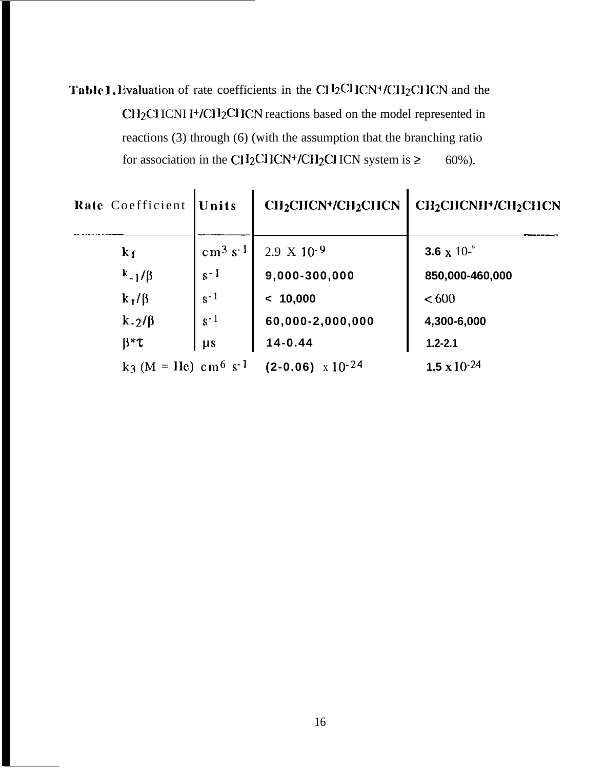**Table 1.** Evaluation of rate coefficients in the $CH_2CHCN^+/CH_2CHCN$ and the $CH_2CHCNH^+/CH_2CHCN$ reactions based on the model represented in reactions (3) through (6) (with the assumption that the branching ratio for association in the $CH_2CHCN^+/CH_2CHCN$ system is ≥ 60%).

| Rate Coefficient | Units | $CH_2CHCN^+/CH_2CHCN$ | $CH_2CHCNH^+/CH_2CHCN$ |
|---|---|---|---|
| $k_f$ | $cm^3\ s^{-1}$ | $2.9 \times 10^{-9}$ | $3.6 \times 10^{-9}$ |
| $k_{-1}/\beta$ | $s^{-1}$ | 9,000-300,000 | 850,000-460,000 |
| $k_r/\beta$ | $s^{-1}$ | < 10,000 | < 600 |
| $k_{-2}/\beta$ | $s^{-1}$ | 60,000-2,000,000 | 4,300-6,000 |
| $\beta^*\tau$ | $\mu s$ | 14-0.44 | 1.2-2.1 |
| $k_3$ (M = He) | $cm^6\ s^{-1}$ | $(2\text{-}0.06) \times 10^{-24}$ | $1.5 \times 10^{-24}$ |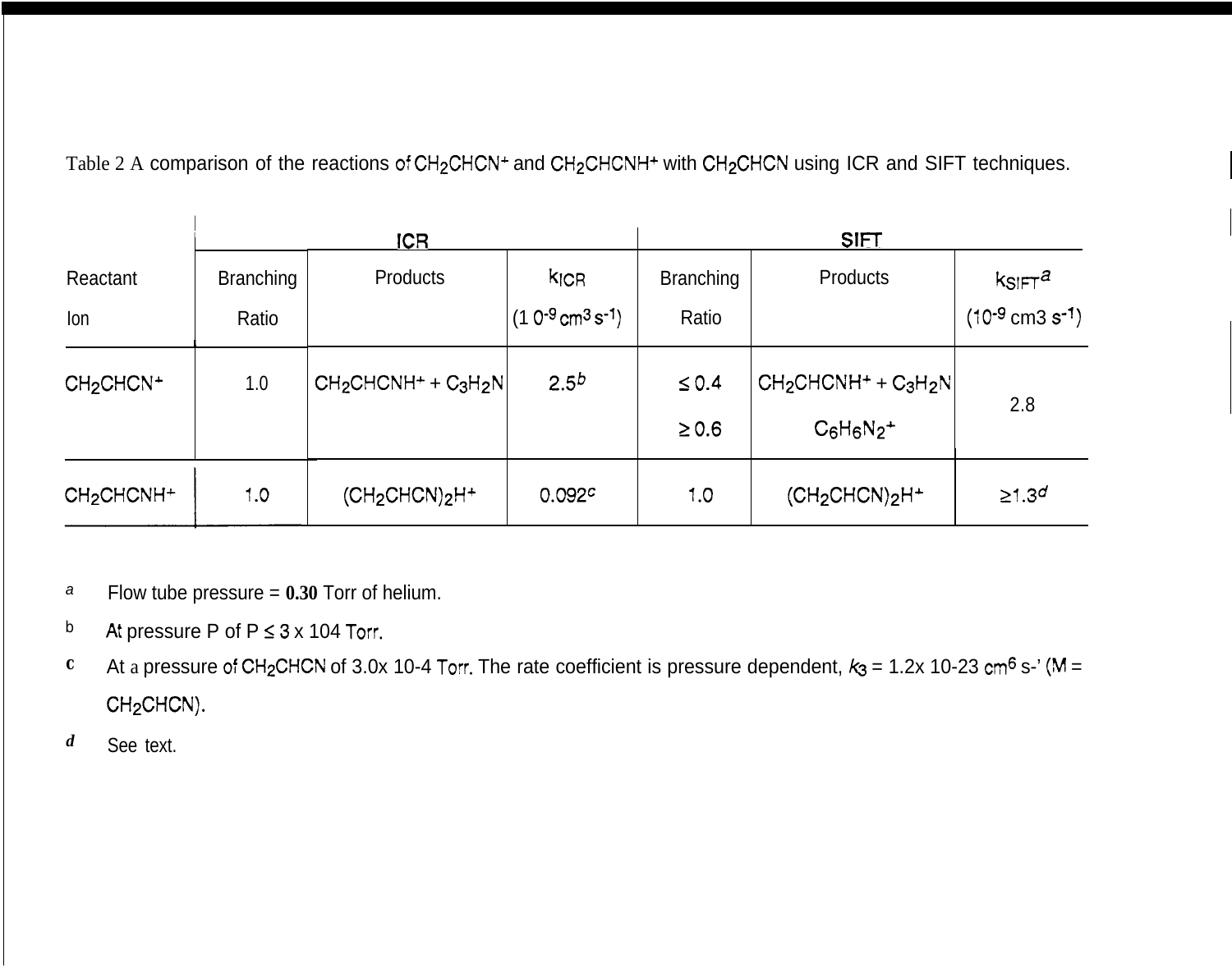Table 2 A comparison of the reactions of $CH_2CHCN^+$ and $CH_2CHCNH^+$ with $CH_2CHCN$ using ICR and SIFT techniques.

| | ICR | | | SIFT | | |
|---|---|---|---|---|---|---|
| Reactant Ion | Branching Ratio | Products | $k_{ICR}$ ($10^{-9}$ $cm^3$ $s^{-1}$) | Branching Ratio | Products | $k_{SIFT}$[a] ($10^{-9}$ $cm^3$ $s^{-1}$) |
| $CH_2CHCN^+$ | 1.0 | $CH_2CHCNH^+ + C_3H_2N$ | 2.5[b] | ≤ 0.4<br>≥ 0.6 | $CH_2CHCNH^+ + C_3H_2N$<br>$C_6H_6N_2^+$ | 2.8 |
| $CH_2CHCNH^+$ | 1.0 | $(CH_2CHCN)_2H^+$ | 0.092[c] | 1.0 | $(CH_2CHCN)_2H^+$ | ≥1.3[d] |

[a] Flow tube pressure = **0.30** Torr of helium.

[b] At pressure P of P ≤ 3 x 104 Torr.

[c] At a pressure of $CH_2CHCN$ of 3.0x 10-4 Torr. The rate coefficient is pressure dependent, $k_3$ = 1.2x 10-23 $cm^6$ s-' (M = $CH_2CHCN$).

[d] See text.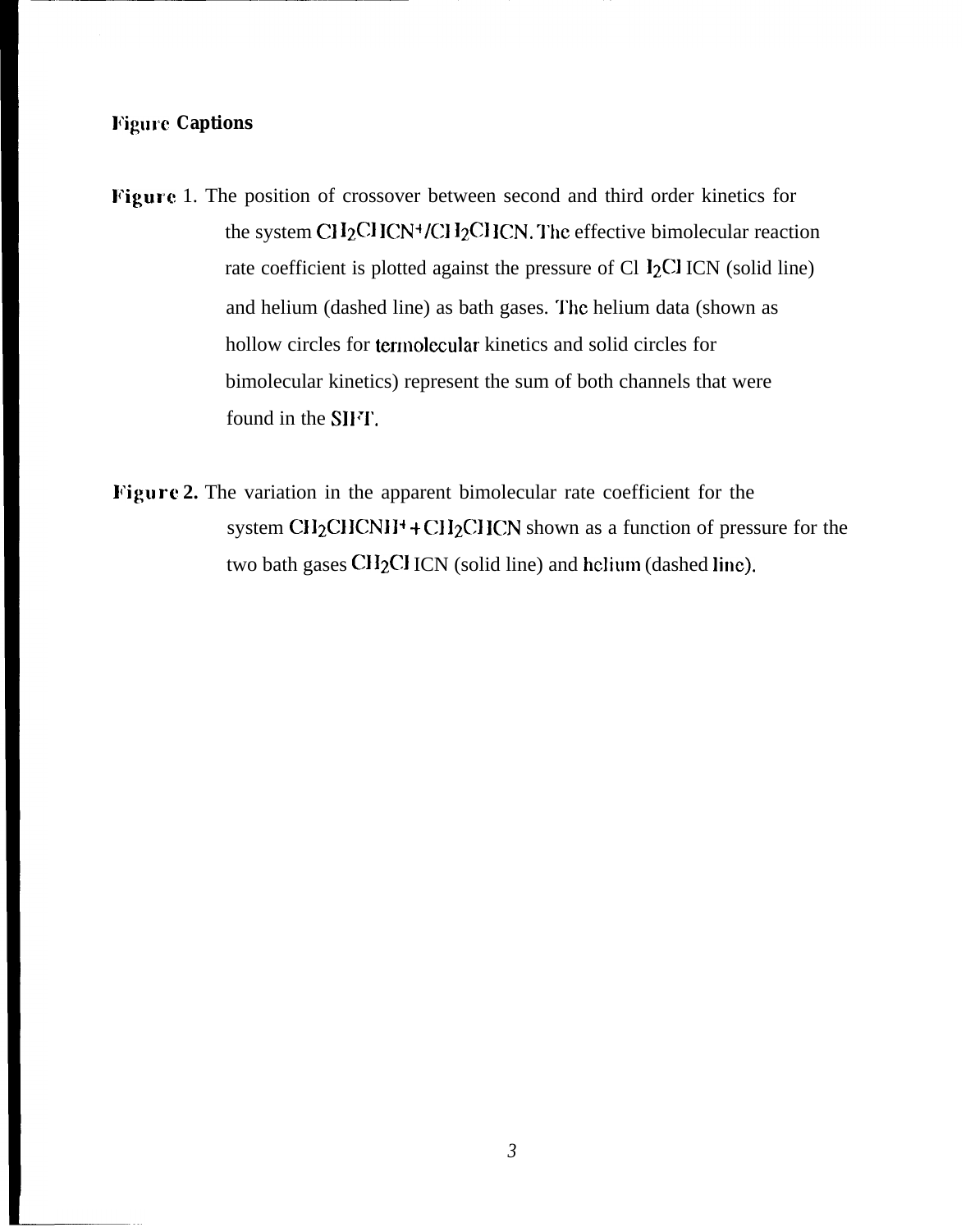## Figure Captions

**Figure** 1. The position of crossover between second and third order kinetics for the system $CH_2CHCN^+/CH_2CHCN$. The effective bimolecular reaction rate coefficient is plotted against the pressure of $CH_2CHCN$ (solid line) and helium (dashed line) as bath gases. The helium data (shown as hollow circles for termolecular kinetics and solid circles for bimolecular kinetics) represent the sum of both channels that were found in the SIFT.

**Figure 2.** The variation in the apparent bimolecular rate coefficient for the system $CH_2CHCNH^+ + CH_2CHCN$ shown as a function of pressure for the two bath gases $CH_2CHCN$ (solid line) and helium (dashed line).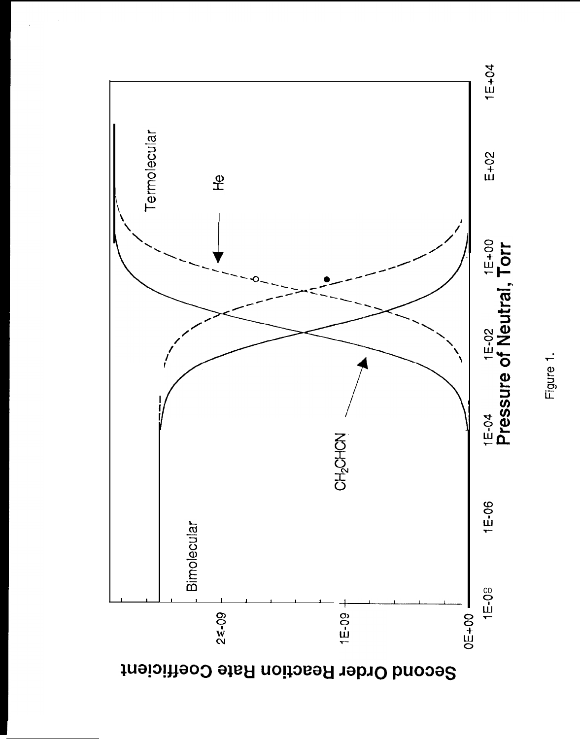Second Order Reaction Rate Coefficient

2E-09

1E-09

0E+00

1E-08 1E-06 1E-04 1E-02 1E+00 E+02 1E+04

**Pressure of Neutral, Torr**

Bimolecular

Termolecular

$CH_2CHCN$

He

Figure 1.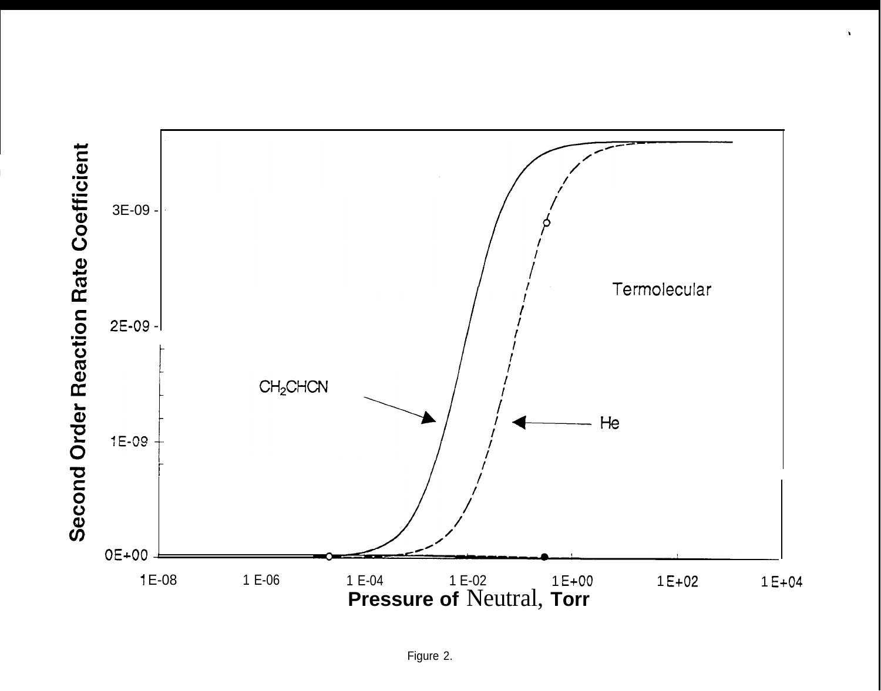Second Order Reaction Rate Coefficient

3E-09

2E-09

1E-09

0E+00

1E-08 1 E-06 1 E-04 1 E-02 1 E+00 1 E+02 1 E+04

Pressure of Neutral, Torr

Termolecular

$CH_2CHCN$

He

Figure 2.